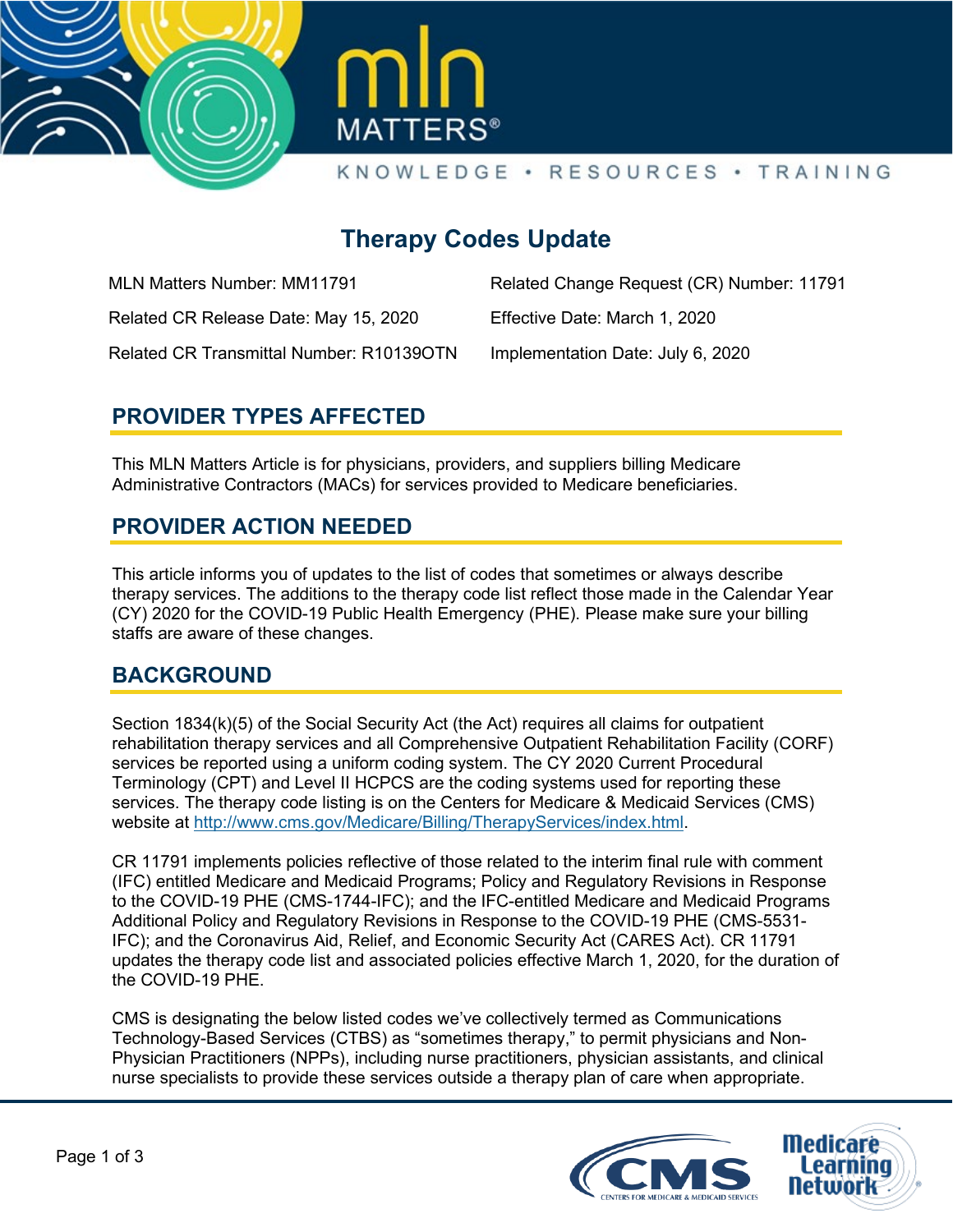# Therapy Codes Update

| | |
|---|---|
| MLN Matters Number: MM11791 | Related Change Request (CR) Number: 11791 |
| Related CR Release Date: May 15, 2020 | Effective Date: March 1, 2020 |
| Related CR Transmittal Number: R10139OTN | Implementation Date: July 6, 2020 |

## PROVIDER TYPES AFFECTED

This MLN Matters Article is for physicians, providers, and suppliers billing Medicare Administrative Contractors (MACs) for services provided to Medicare beneficiaries.

## PROVIDER ACTION NEEDED

This article informs you of updates to the list of codes that sometimes or always describe therapy services. The additions to the therapy code list reflect those made in the Calendar Year (CY) 2020 for the COVID-19 Public Health Emergency (PHE). Please make sure your billing staffs are aware of these changes.

## BACKGROUND

Section 1834(k)(5) of the Social Security Act (the Act) requires all claims for outpatient rehabilitation therapy services and all Comprehensive Outpatient Rehabilitation Facility (CORF) services be reported using a uniform coding system. The CY 2020 Current Procedural Terminology (CPT) and Level II HCPCS are the coding systems used for reporting these services. The therapy code listing is on the Centers for Medicare & Medicaid Services (CMS) website at http://www.cms.gov/Medicare/Billing/TherapyServices/index.html.

CR 11791 implements policies reflective of those related to the interim final rule with comment (IFC) entitled Medicare and Medicaid Programs; Policy and Regulatory Revisions in Response to the COVID-19 PHE (CMS-1744-IFC); and the IFC-entitled Medicare and Medicaid Programs Additional Policy and Regulatory Revisions in Response to the COVID-19 PHE (CMS-5531-IFC); and the Coronavirus Aid, Relief, and Economic Security Act (CARES Act). CR 11791 updates the therapy code list and associated policies effective March 1, 2020, for the duration of the COVID-19 PHE.

CMS is designating the below listed codes we've collectively termed as Communications Technology-Based Services (CTBS) as "sometimes therapy," to permit physicians and Non-Physician Practitioners (NPPs), including nurse practitioners, physician assistants, and clinical nurse specialists to provide these services outside a therapy plan of care when appropriate.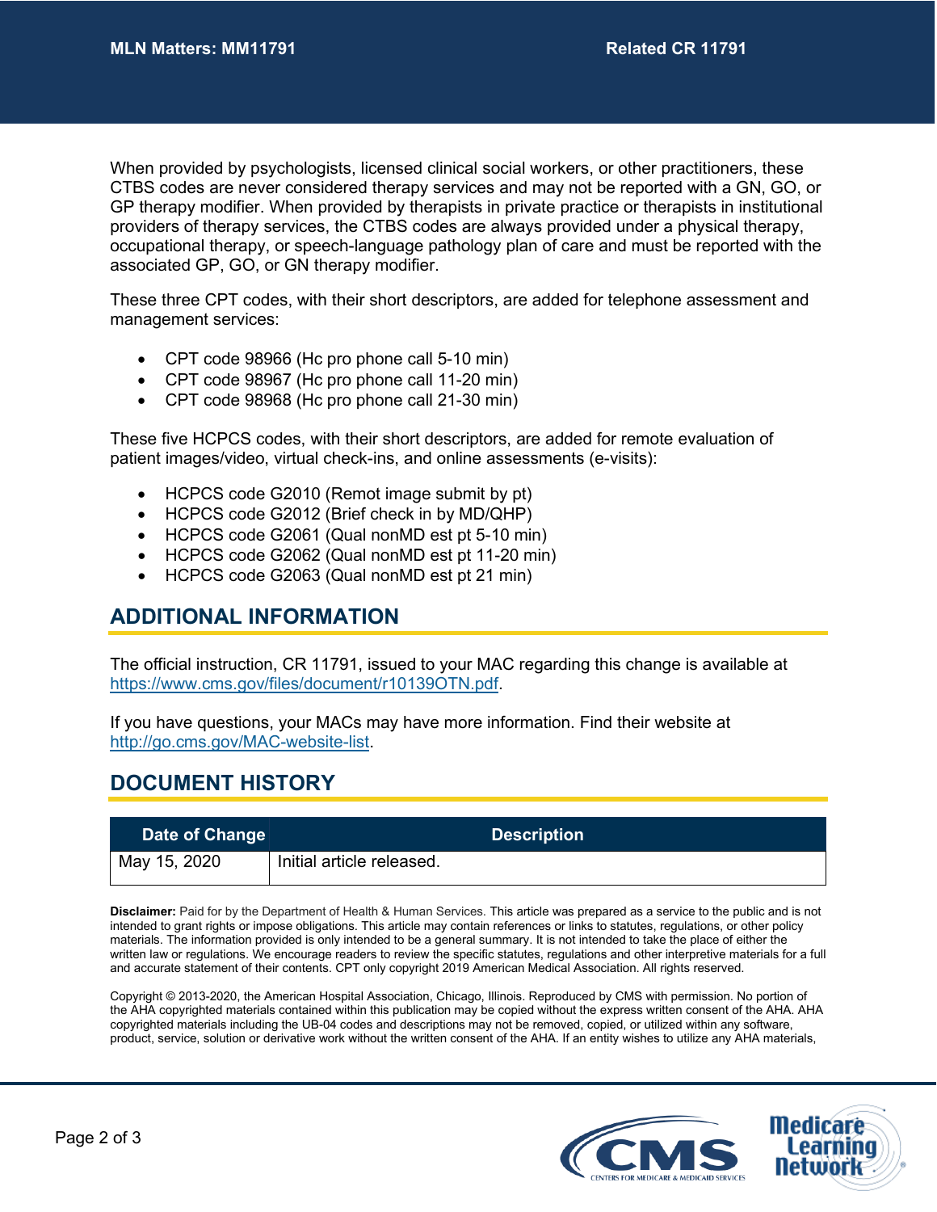When provided by psychologists, licensed clinical social workers, or other practitioners, these CTBS codes are never considered therapy services and may not be reported with a GN, GO, or GP therapy modifier. When provided by therapists in private practice or therapists in institutional providers of therapy services, the CTBS codes are always provided under a physical therapy, occupational therapy, or speech-language pathology plan of care and must be reported with the associated GP, GO, or GN therapy modifier.

These three CPT codes, with their short descriptors, are added for telephone assessment and management services:

- CPT code 98966 (Hc pro phone call 5-10 min)
- CPT code 98967 (Hc pro phone call 11-20 min)
- CPT code 98968 (Hc pro phone call 21-30 min)

These five HCPCS codes, with their short descriptors, are added for remote evaluation of patient images/video, virtual check-ins, and online assessments (e-visits):

- HCPCS code G2010 (Remot image submit by pt)
- HCPCS code G2012 (Brief check in by MD/QHP)
- HCPCS code G2061 (Qual nonMD est pt 5-10 min)
- HCPCS code G2062 (Qual nonMD est pt 11-20 min)
- HCPCS code G2063 (Qual nonMD est pt 21 min)

## ADDITIONAL INFORMATION

The official instruction, CR 11791, issued to your MAC regarding this change is available at https://www.cms.gov/files/document/r10139OTN.pdf.

If you have questions, your MACs may have more information. Find their website at http://go.cms.gov/MAC-website-list.

## DOCUMENT HISTORY

| Date of Change | Description |
|---|---|
| May 15, 2020 | Initial article released. |

**Disclaimer:** Paid for by the Department of Health & Human Services. This article was prepared as a service to the public and is not intended to grant rights or impose obligations. This article may contain references or links to statutes, regulations, or other policy materials. The information provided is only intended to be a general summary. It is not intended to take the place of either the written law or regulations. We encourage readers to review the specific statutes, regulations and other interpretive materials for a full and accurate statement of their contents. CPT only copyright 2019 American Medical Association. All rights reserved.

Copyright © 2013-2020, the American Hospital Association, Chicago, Illinois. Reproduced by CMS with permission. No portion of the AHA copyrighted materials contained within this publication may be copied without the express written consent of the AHA. AHA copyrighted materials including the UB-04 codes and descriptions may not be removed, copied, or utilized within any software, product, service, solution or derivative work without the written consent of the AHA. If an entity wishes to utilize any AHA materials,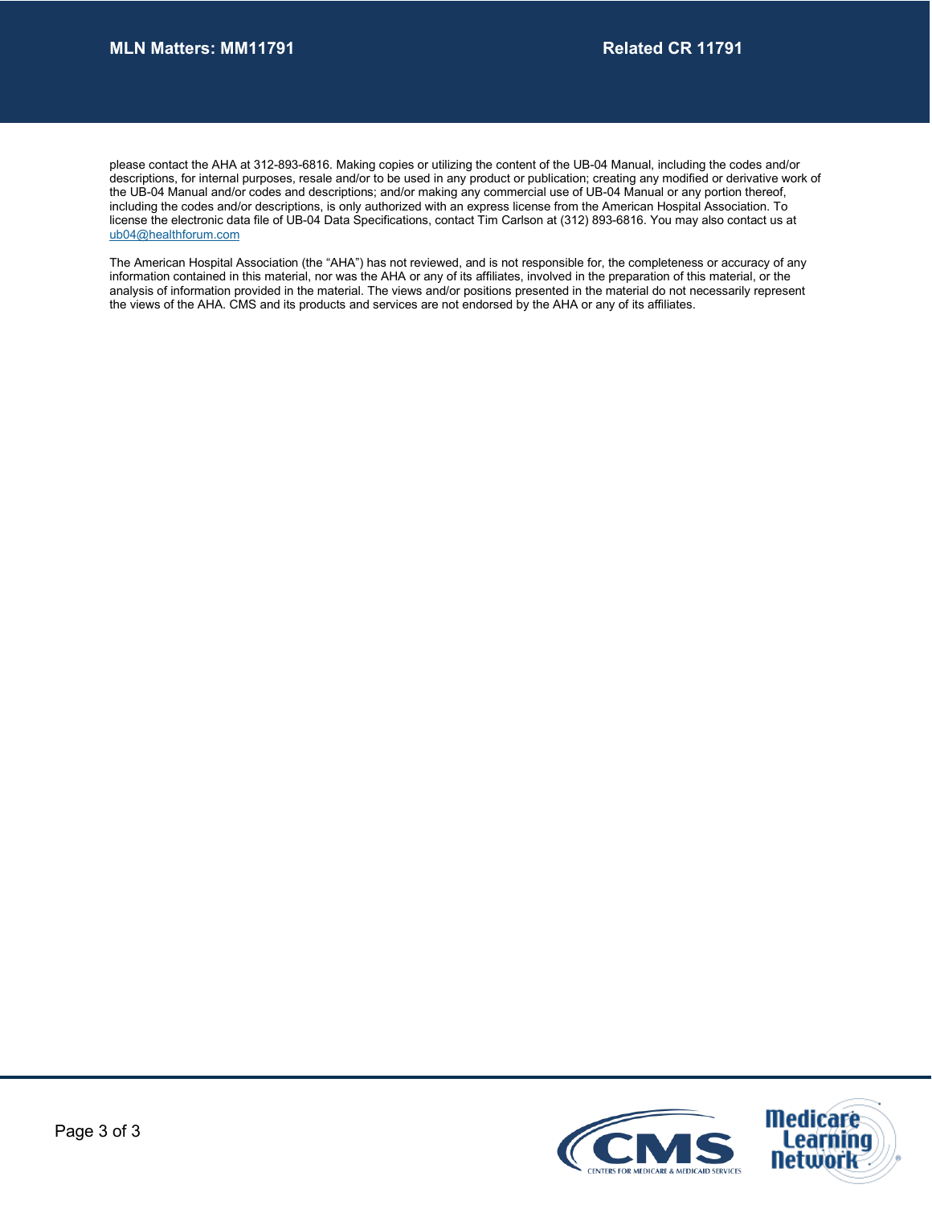please contact the AHA at 312-893-6816. Making copies or utilizing the content of the UB-04 Manual, including the codes and/or descriptions, for internal purposes, resale and/or to be used in any product or publication; creating any modified or derivative work of the UB-04 Manual and/or codes and descriptions; and/or making any commercial use of UB-04 Manual or any portion thereof, including the codes and/or descriptions, is only authorized with an express license from the American Hospital Association. To license the electronic data file of UB-04 Data Specifications, contact Tim Carlson at (312) 893-6816. You may also contact us at ub04@healthforum.com

The American Hospital Association (the "AHA") has not reviewed, and is not responsible for, the completeness or accuracy of any information contained in this material, nor was the AHA or any of its affiliates, involved in the preparation of this material, or the analysis of information provided in the material. The views and/or positions presented in the material do not necessarily represent the views of the AHA. CMS and its products and services are not endorsed by the AHA or any of its affiliates.